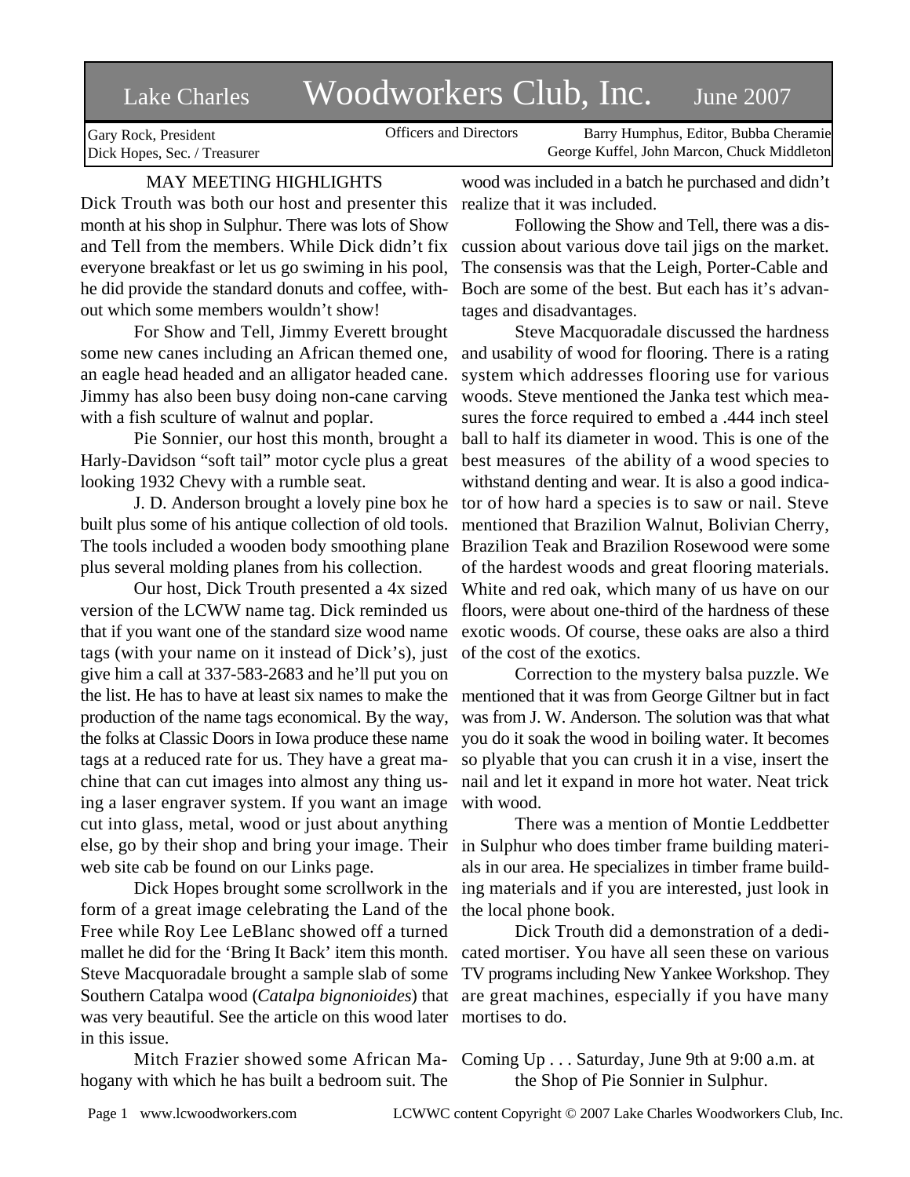# Lake Charles Woodworkers Club, Inc. June 2007

Gary Rock, President
Dick Hopes, Sec. / Treasurer

Officers and Directors

Barry Humphus, Editor, Bubba Cheramie
George Kuffel, John Marcon, Chuck Middleton

## MAY MEETING HIGHLIGHTS

Dick Trouth was both our host and presenter this month at his shop in Sulphur. There was lots of Show and Tell from the members. While Dick didn't fix everyone breakfast or let us go swiming in his pool, he did provide the standard donuts and coffee, without which some members wouldn't show!

For Show and Tell, Jimmy Everett brought some new canes including an African themed one, an eagle head headed and an alligator headed cane. Jimmy has also been busy doing non-cane carving with a fish sculture of walnut and poplar.

Pie Sonnier, our host this month, brought a Harly-Davidson "soft tail" motor cycle plus a great looking 1932 Chevy with a rumble seat.

J. D. Anderson brought a lovely pine box he built plus some of his antique collection of old tools. The tools included a wooden body smoothing plane plus several molding planes from his collection.

Our host, Dick Trouth presented a 4x sized version of the LCWW name tag. Dick reminded us that if you want one of the standard size wood name tags (with your name on it instead of Dick's), just give him a call at 337-583-2683 and he'll put you on the list. He has to have at least six names to make the production of the name tags economical. By the way, the folks at Classic Doors in Iowa produce these name tags at a reduced rate for us. They have a great machine that can cut images into almost any thing using a laser engraver system. If you want an image cut into glass, metal, wood or just about anything else, go by their shop and bring your image. Their web site cab be found on our Links page.

Dick Hopes brought some scrollwork in the form of a great image celebrating the Land of the Free while Roy Lee LeBlanc showed off a turned mallet he did for the 'Bring It Back' item this month. Steve Macquoradale brought a sample slab of some Southern Catalpa wood (*Catalpa bignonioides*) that was very beautiful. See the article on this wood later in this issue.

Mitch Frazier showed some African Mahogany with which he has built a bedroom suit. The wood was included in a batch he purchased and didn't realize that it was included.

Following the Show and Tell, there was a discussion about various dove tail jigs on the market. The consensis was that the Leigh, Porter-Cable and Boch are some of the best. But each has it's advantages and disadvantages.

Steve Macquoradale discussed the hardness and usability of wood for flooring. There is a rating system which addresses flooring use for various woods. Steve mentioned the Janka test which measures the force required to embed a .444 inch steel ball to half its diameter in wood. This is one of the best measures of the ability of a wood species to withstand denting and wear. It is also a good indicator of how hard a species is to saw or nail. Steve mentioned that Brazilion Walnut, Bolivian Cherry, Brazilion Teak and Brazilion Rosewood were some of the hardest woods and great flooring materials. White and red oak, which many of us have on our floors, were about one-third of the hardness of these exotic woods. Of course, these oaks are also a third of the cost of the exotics.

Correction to the mystery balsa puzzle. We mentioned that it was from George Giltner but in fact was from J. W. Anderson. The solution was that what you do it soak the wood in boiling water. It becomes so plyable that you can crush it in a vise, insert the nail and let it expand in more hot water. Neat trick with wood.

There was a mention of Montie Leddbetter in Sulphur who does timber frame building materials in our area. He specializes in timber frame building materials and if you are interested, just look in the local phone book.

Dick Trouth did a demonstration of a dedicated mortiser. You have all seen these on various TV programs including New Yankee Workshop. They are great machines, especially if you have many mortises to do.

Coming Up . . . Saturday, June 9th at 9:00 a.m. at the Shop of Pie Sonnier in Sulphur.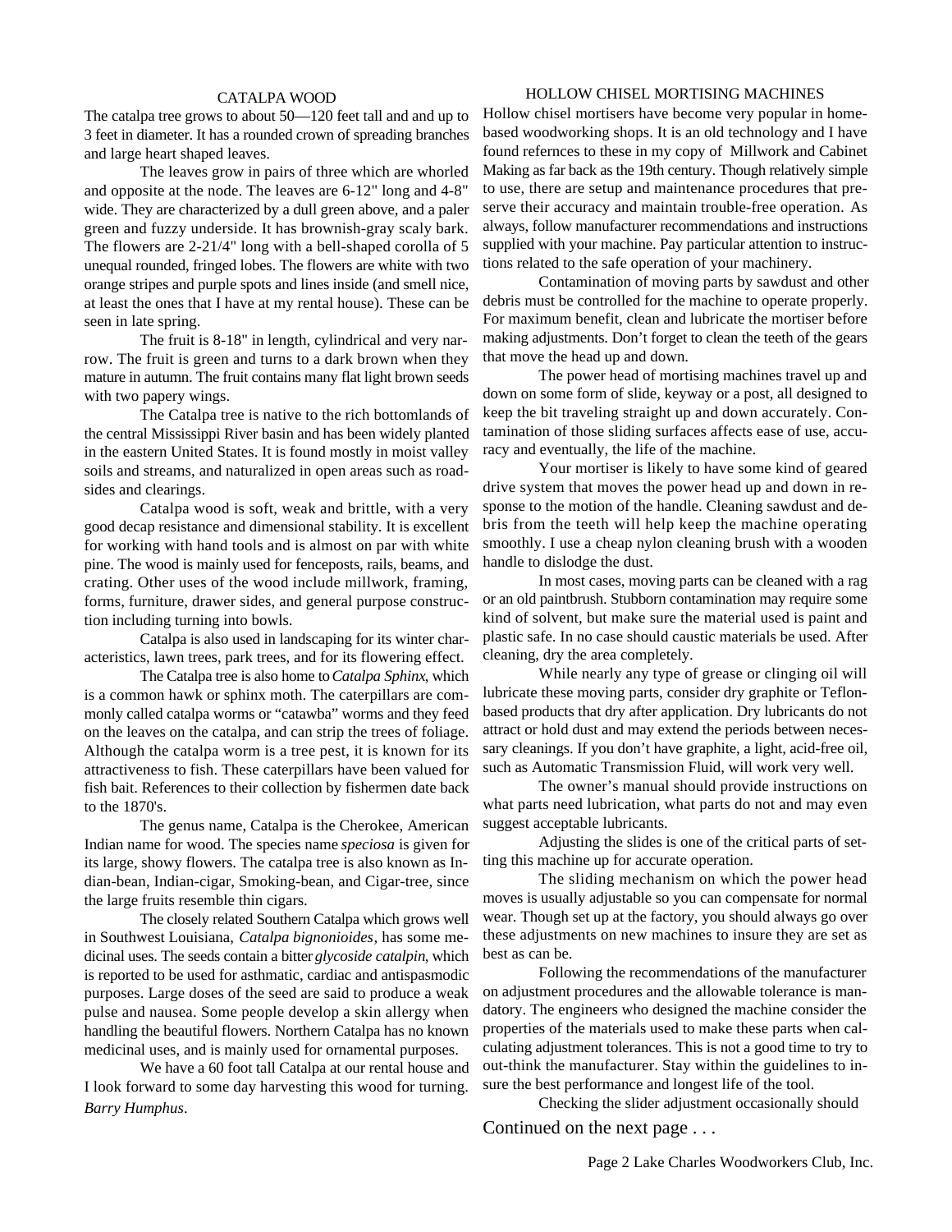## CATALPA WOOD

The catalpa tree grows to about 50—120 feet tall and and up to 3 feet in diameter. It has a rounded crown of spreading branches and large heart shaped leaves.

The leaves grow in pairs of three which are whorled and opposite at the node. The leaves are 6-12" long and 4-8" wide. They are characterized by a dull green above, and a paler green and fuzzy underside. It has brownish-gray scaly bark. The flowers are 2-21/4" long with a bell-shaped corolla of 5 unequal rounded, fringed lobes. The flowers are white with two orange stripes and purple spots and lines inside (and smell nice, at least the ones that I have at my rental house). These can be seen in late spring.

The fruit is 8-18" in length, cylindrical and very narrow. The fruit is green and turns to a dark brown when they mature in autumn. The fruit contains many flat light brown seeds with two papery wings.

The Catalpa tree is native to the rich bottomlands of the central Mississippi River basin and has been widely planted in the eastern United States. It is found mostly in moist valley soils and streams, and naturalized in open areas such as roadsides and clearings.

Catalpa wood is soft, weak and brittle, with a very good decap resistance and dimensional stability. It is excellent for working with hand tools and is almost on par with white pine. The wood is mainly used for fenceposts, rails, beams, and crating. Other uses of the wood include millwork, framing, forms, furniture, drawer sides, and general purpose construction including turning into bowls.

Catalpa is also used in landscaping for its winter characteristics, lawn trees, park trees, and for its flowering effect.

The Catalpa tree is also home to *Catalpa Sphinx*, which is a common hawk or sphinx moth. The caterpillars are commonly called catalpa worms or "catawba" worms and they feed on the leaves on the catalpa, and can strip the trees of foliage. Although the catalpa worm is a tree pest, it is known for its attractiveness to fish. These caterpillars have been valued for fish bait. References to their collection by fishermen date back to the 1870's.

The genus name, Catalpa is the Cherokee, American Indian name for wood. The species name *speciosa* is given for its large, showy flowers. The catalpa tree is also known as Indian-bean, Indian-cigar, Smoking-bean, and Cigar-tree, since the large fruits resemble thin cigars.

The closely related Southern Catalpa which grows well in Southwest Louisiana, *Catalpa bignonioides*, has some medicinal uses. The seeds contain a bitter *glycoside catalpin*, which is reported to be used for asthmatic, cardiac and antispasmodic purposes. Large doses of the seed are said to produce a weak pulse and nausea. Some people develop a skin allergy when handling the beautiful flowers. Northern Catalpa has no known medicinal uses, and is mainly used for ornamental purposes.

We have a 60 foot tall Catalpa at our rental house and I look forward to some day harvesting this wood for turning. *Barry Humphus*.

## HOLLOW CHISEL MORTISING MACHINES

Hollow chisel mortisers have become very popular in home-based woodworking shops. It is an old technology and I have found refernces to these in my copy of Millwork and Cabinet Making as far back as the 19th century. Though relatively simple to use, there are setup and maintenance procedures that preserve their accuracy and maintain trouble-free operation. As always, follow manufacturer recommendations and instructions supplied with your machine. Pay particular attention to instructions related to the safe operation of your machinery.

Contamination of moving parts by sawdust and other debris must be controlled for the machine to operate properly. For maximum benefit, clean and lubricate the mortiser before making adjustments. Don't forget to clean the teeth of the gears that move the head up and down.

The power head of mortising machines travel up and down on some form of slide, keyway or a post, all designed to keep the bit traveling straight up and down accurately. Contamination of those sliding surfaces affects ease of use, accuracy and eventually, the life of the machine.

Your mortiser is likely to have some kind of geared drive system that moves the power head up and down in response to the motion of the handle. Cleaning sawdust and debris from the teeth will help keep the machine operating smoothly. I use a cheap nylon cleaning brush with a wooden handle to dislodge the dust.

In most cases, moving parts can be cleaned with a rag or an old paintbrush. Stubborn contamination may require some kind of solvent, but make sure the material used is paint and plastic safe. In no case should caustic materials be used. After cleaning, dry the area completely.

While nearly any type of grease or clinging oil will lubricate these moving parts, consider dry graphite or Teflon-based products that dry after application. Dry lubricants do not attract or hold dust and may extend the periods between necessary cleanings. If you don't have graphite, a light, acid-free oil, such as Automatic Transmission Fluid, will work very well.

The owner's manual should provide instructions on what parts need lubrication, what parts do not and may even suggest acceptable lubricants.

Adjusting the slides is one of the critical parts of setting this machine up for accurate operation.

The sliding mechanism on which the power head moves is usually adjustable so you can compensate for normal wear. Though set up at the factory, you should always go over these adjustments on new machines to insure they are set as best as can be.

Following the recommendations of the manufacturer on adjustment procedures and the allowable tolerance is mandatory. The engineers who designed the machine consider the properties of the materials used to make these parts when calculating adjustment tolerances. This is not a good time to try to out-think the manufacturer. Stay within the guidelines to insure the best performance and longest life of the tool.

Checking the slider adjustment occasionally should

Continued on the next page . . .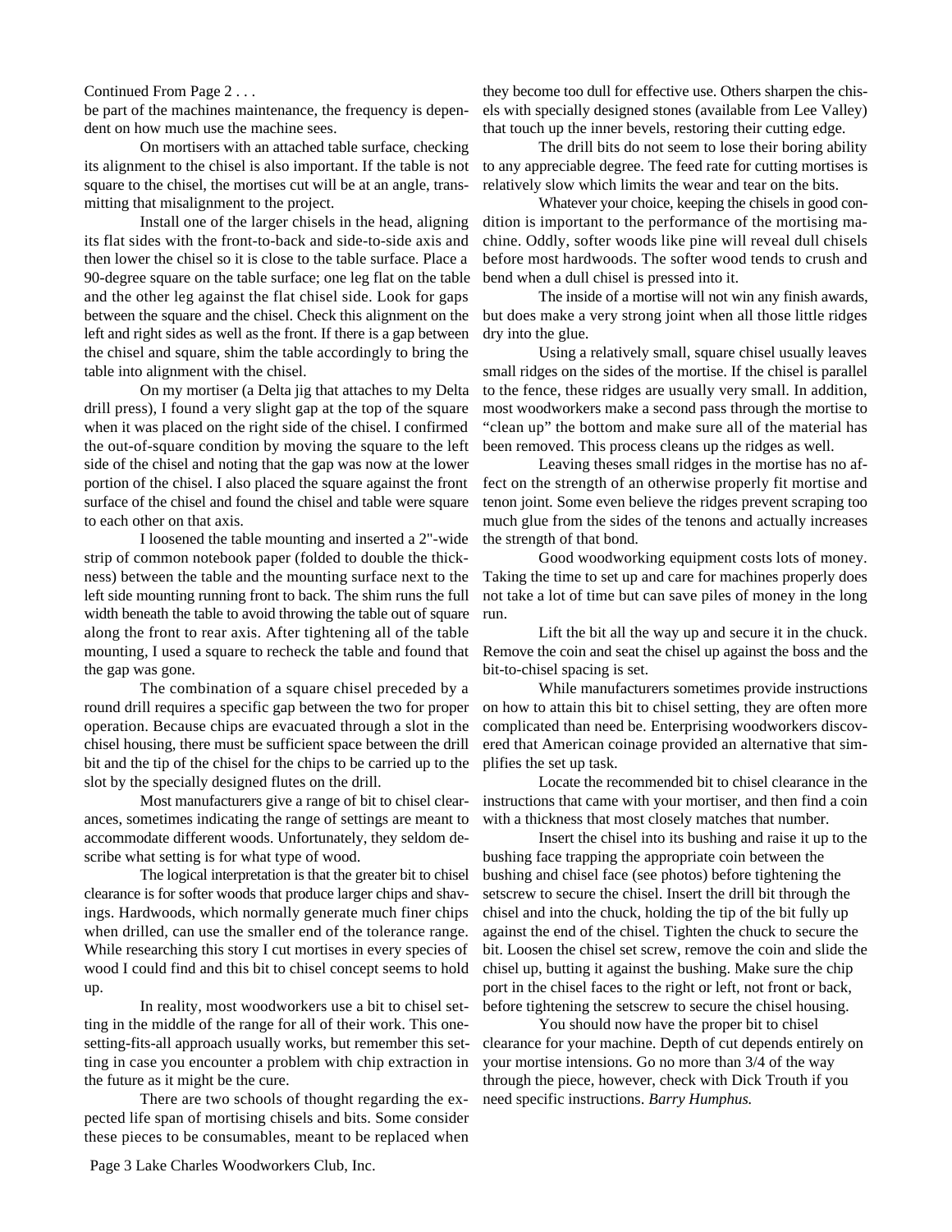Continued From Page 2 . . .

be part of the machines maintenance, the frequency is dependent on how much use the machine sees.

On mortisers with an attached table surface, checking its alignment to the chisel is also important. If the table is not square to the chisel, the mortises cut will be at an angle, transmitting that misalignment to the project.

Install one of the larger chisels in the head, aligning its flat sides with the front-to-back and side-to-side axis and then lower the chisel so it is close to the table surface. Place a 90-degree square on the table surface; one leg flat on the table and the other leg against the flat chisel side. Look for gaps between the square and the chisel. Check this alignment on the left and right sides as well as the front. If there is a gap between the chisel and square, shim the table accordingly to bring the table into alignment with the chisel.

On my mortiser (a Delta jig that attaches to my Delta drill press), I found a very slight gap at the top of the square when it was placed on the right side of the chisel. I confirmed the out-of-square condition by moving the square to the left side of the chisel and noting that the gap was now at the lower portion of the chisel. I also placed the square against the front surface of the chisel and found the chisel and table were square to each other on that axis.

I loosened the table mounting and inserted a 2"-wide strip of common notebook paper (folded to double the thickness) between the table and the mounting surface next to the left side mounting running front to back. The shim runs the full width beneath the table to avoid throwing the table out of square along the front to rear axis. After tightening all of the table mounting, I used a square to recheck the table and found that the gap was gone.

The combination of a square chisel preceded by a round drill requires a specific gap between the two for proper operation. Because chips are evacuated through a slot in the chisel housing, there must be sufficient space between the drill bit and the tip of the chisel for the chips to be carried up to the slot by the specially designed flutes on the drill.

Most manufacturers give a range of bit to chisel clearances, sometimes indicating the range of settings are meant to accommodate different woods. Unfortunately, they seldom describe what setting is for what type of wood.

The logical interpretation is that the greater bit to chisel clearance is for softer woods that produce larger chips and shavings. Hardwoods, which normally generate much finer chips when drilled, can use the smaller end of the tolerance range. While researching this story I cut mortises in every species of wood I could find and this bit to chisel concept seems to hold up.

In reality, most woodworkers use a bit to chisel setting in the middle of the range for all of their work. This one-setting-fits-all approach usually works, but remember this setting in case you encounter a problem with chip extraction in the future as it might be the cure.

There are two schools of thought regarding the expected life span of mortising chisels and bits. Some consider these pieces to be consumables, meant to be replaced when they become too dull for effective use. Others sharpen the chisels with specially designed stones (available from Lee Valley) that touch up the inner bevels, restoring their cutting edge.

The drill bits do not seem to lose their boring ability to any appreciable degree. The feed rate for cutting mortises is relatively slow which limits the wear and tear on the bits.

Whatever your choice, keeping the chisels in good condition is important to the performance of the mortising machine. Oddly, softer woods like pine will reveal dull chisels before most hardwoods. The softer wood tends to crush and bend when a dull chisel is pressed into it.

The inside of a mortise will not win any finish awards, but does make a very strong joint when all those little ridges dry into the glue.

Using a relatively small, square chisel usually leaves small ridges on the sides of the mortise. If the chisel is parallel to the fence, these ridges are usually very small. In addition, most woodworkers make a second pass through the mortise to "clean up" the bottom and make sure all of the material has been removed. This process cleans up the ridges as well.

Leaving theses small ridges in the mortise has no affect on the strength of an otherwise properly fit mortise and tenon joint. Some even believe the ridges prevent scraping too much glue from the sides of the tenons and actually increases the strength of that bond.

Good woodworking equipment costs lots of money. Taking the time to set up and care for machines properly does not take a lot of time but can save piles of money in the long run.

Lift the bit all the way up and secure it in the chuck. Remove the coin and seat the chisel up against the boss and the bit-to-chisel spacing is set.

While manufacturers sometimes provide instructions on how to attain this bit to chisel setting, they are often more complicated than need be. Enterprising woodworkers discovered that American coinage provided an alternative that simplifies the set up task.

Locate the recommended bit to chisel clearance in the instructions that came with your mortiser, and then find a coin with a thickness that most closely matches that number.

Insert the chisel into its bushing and raise it up to the bushing face trapping the appropriate coin between the bushing and chisel face (see photos) before tightening the setscrew to secure the chisel. Insert the drill bit through the chisel and into the chuck, holding the tip of the bit fully up against the end of the chisel. Tighten the chuck to secure the bit. Loosen the chisel set screw, remove the coin and slide the chisel up, butting it against the bushing. Make sure the chip port in the chisel faces to the right or left, not front or back, before tightening the setscrew to secure the chisel housing.

You should now have the proper bit to chisel clearance for your machine. Depth of cut depends entirely on your mortise intensions. Go no more than 3/4 of the way through the piece, however, check with Dick Trouth if you need specific instructions. *Barry Humphus.*